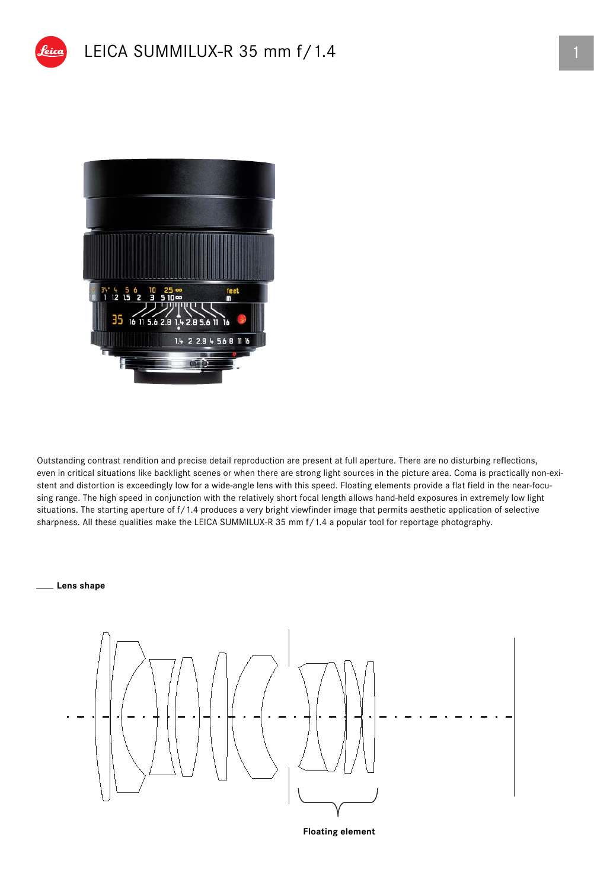# LEICA SUMMILUX-R 35 mm f/1.4

Outstanding contrast rendition and precise detail reproduction are present at full aperture. There are no disturbing reflections, even in critical situations like backlight scenes or when there are strong light sources in the picture area. Coma is practically non-existent and distortion is exceedingly low for a wide-angle lens with this speed. Floating elements provide a flat field in the near-focusing range. The high speed in conjunction with the relatively short focal length allows hand-held exposures in extremely low light situations. The starting aperture of f/1.4 produces a very bright viewfinder image that permits aesthetic application of selective sharpness. All these qualities make the LEICA SUMMILUX-R 35 mm f/1.4 a popular tool for reportage photography.

**Lens shape**

**Floating element**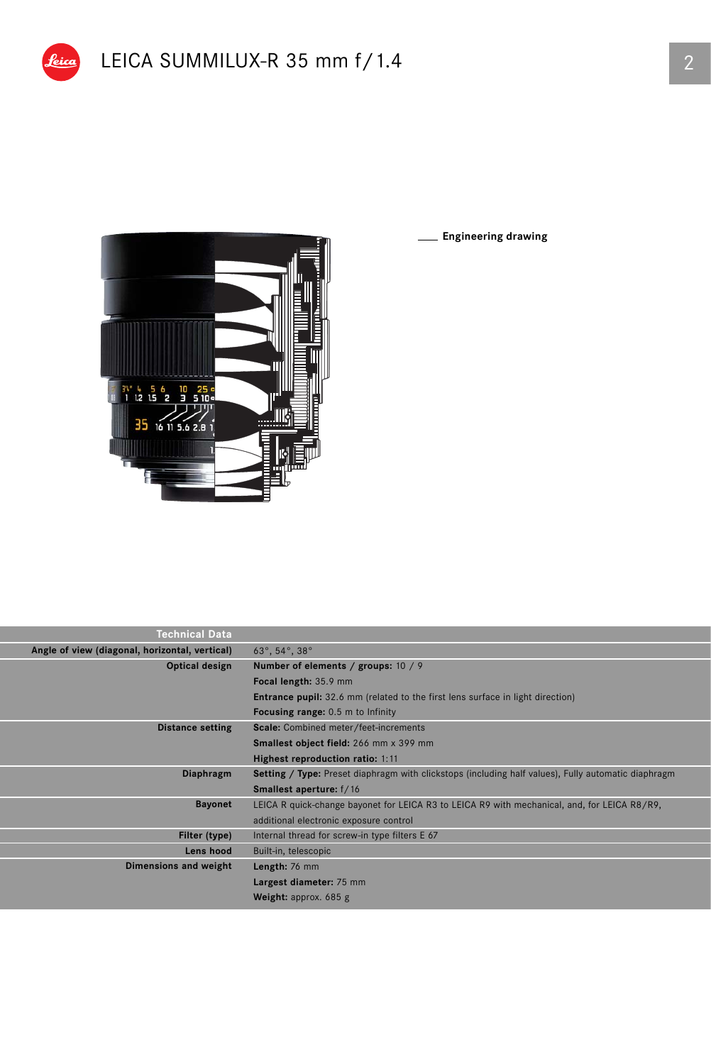# LEICA SUMMILUX-R 35 mm f/1.4

Engineering drawing

| Technical Data | |
|---|---|
| Angle of view (diagonal, horizontal, vertical) | 63°, 54°, 38° |
| Optical design | **Number of elements / groups:** 10 / 9 |
| | **Focal length:** 35.9 mm |
| | **Entrance pupil:** 32.6 mm (related to the first lens surface in light direction) |
| | **Focusing range:** 0.5 m to Infinity |
| Distance setting | **Scale:** Combined meter/feet-increments |
| | **Smallest object field:** 266 mm x 399 mm |
| | **Highest reproduction ratio:** 1:11 |
| Diaphragm | **Setting / Type:** Preset diaphragm with clickstops (including half values), Fully automatic diaphragm |
| | **Smallest aperture:** f/16 |
| Bayonet | LEICA R quick-change bayonet for LEICA R3 to LEICA R9 with mechanical, and, for LEICA R8/R9, additional electronic exposure control |
| Filter (type) | Internal thread for screw-in type filters E 67 |
| Lens hood | Built-in, telescopic |
| Dimensions and weight | **Length:** 76 mm |
| | **Largest diameter:** 75 mm |
| | **Weight:** approx. 685 g |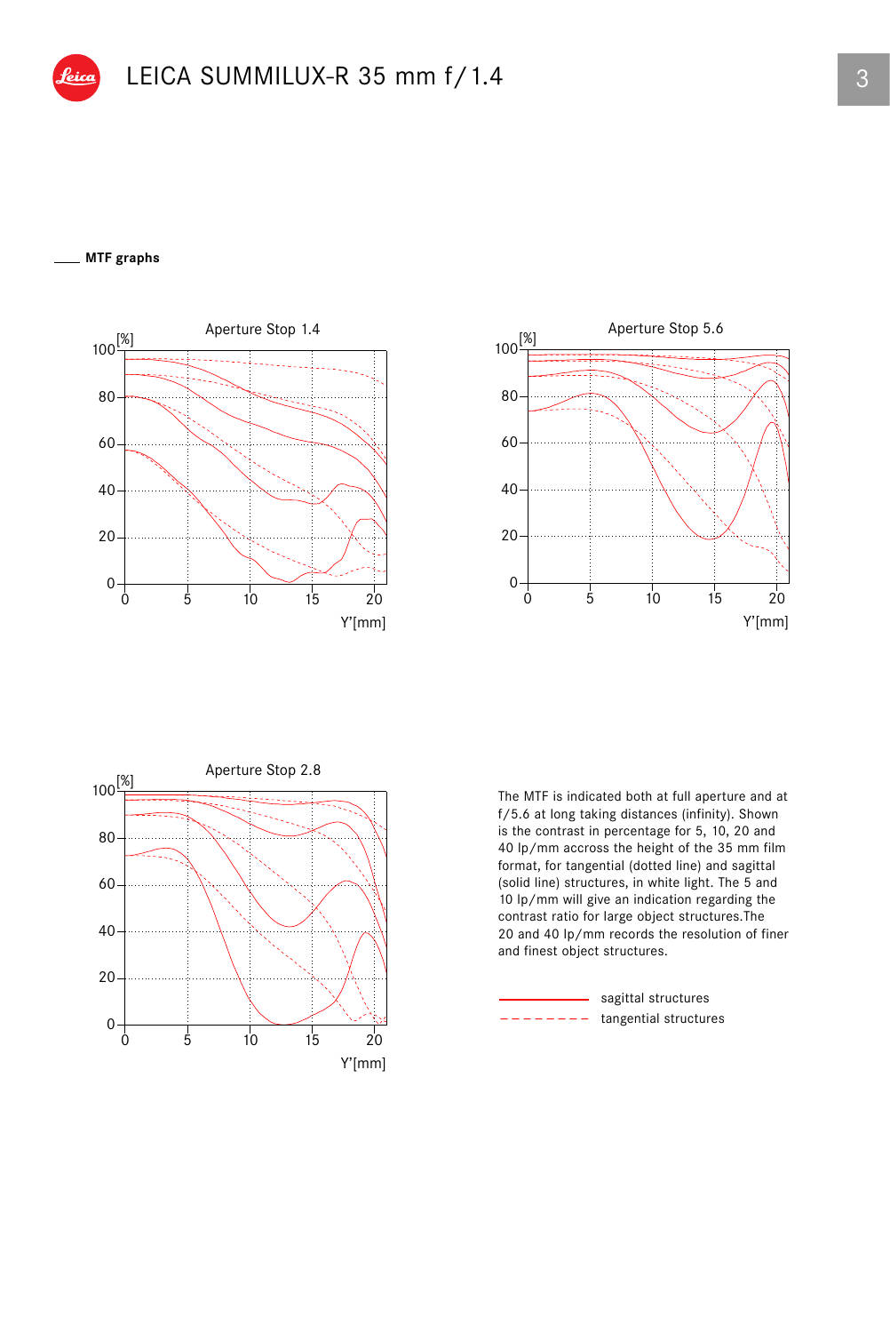## MTF graphs

Aperture Stop 1.4

Aperture Stop 5.6

Aperture Stop 2.8

The MTF is indicated both at full aperture and at f/5.6 at long taking distances (infinity). Shown is the contrast in percentage for 5, 10, 20 and 40 lp/mm accross the height of the 35 mm film format, for tangential (dotted line) and sagittal (solid line) structures, in white light. The 5 and 10 lp/mm will give an indication regarding the contrast ratio for large object structures.The 20 and 40 lp/mm records the resolution of finer and finest object structures.

- sagittal structures (solid line)
- tangential structures (dashed line)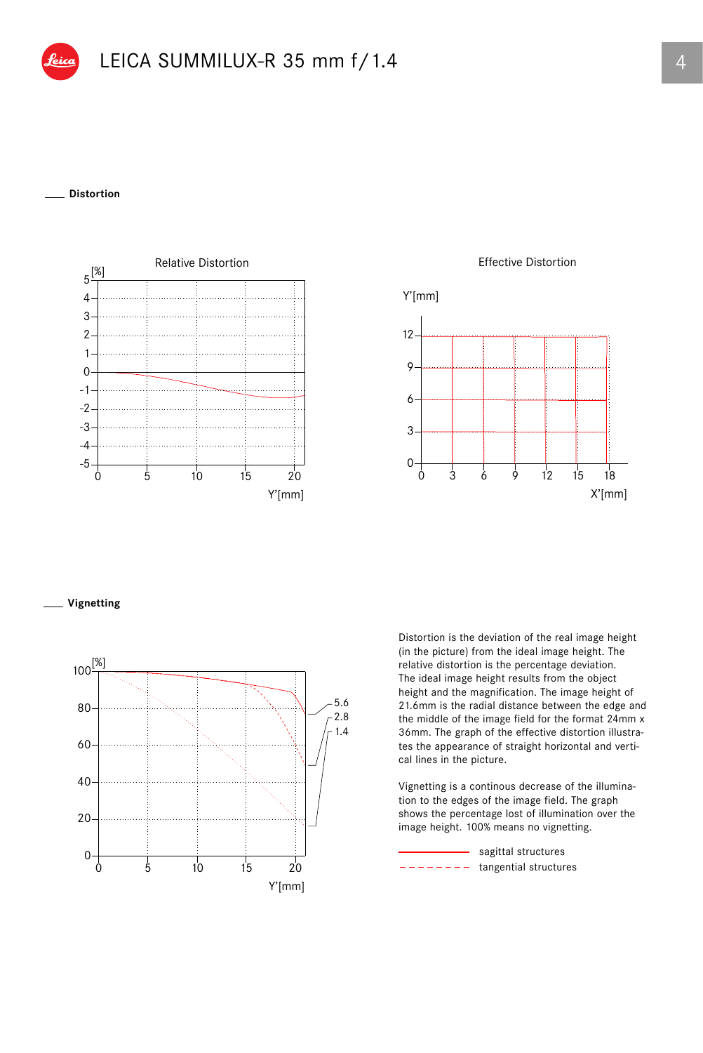## Distortion

Relative Distortion

Effective Distortion

## Vignetting

Distortion is the deviation of the real image height (in the picture) from the ideal image height. The relative distortion is the percentage deviation. The ideal image height results from the object height and the magnification. The image height of 21.6mm is the radial distance between the edge and the middle of the image field for the format 24mm x 36mm. The graph of the effective distortion illustrates the appearance of straight horizontal and vertical lines in the picture.

Vignetting is a continous decrease of the illumination to the edges of the image field. The graph shows the percentage lost of illumination over the image height. 100% means no vignetting.

sagittal structures

tangential structures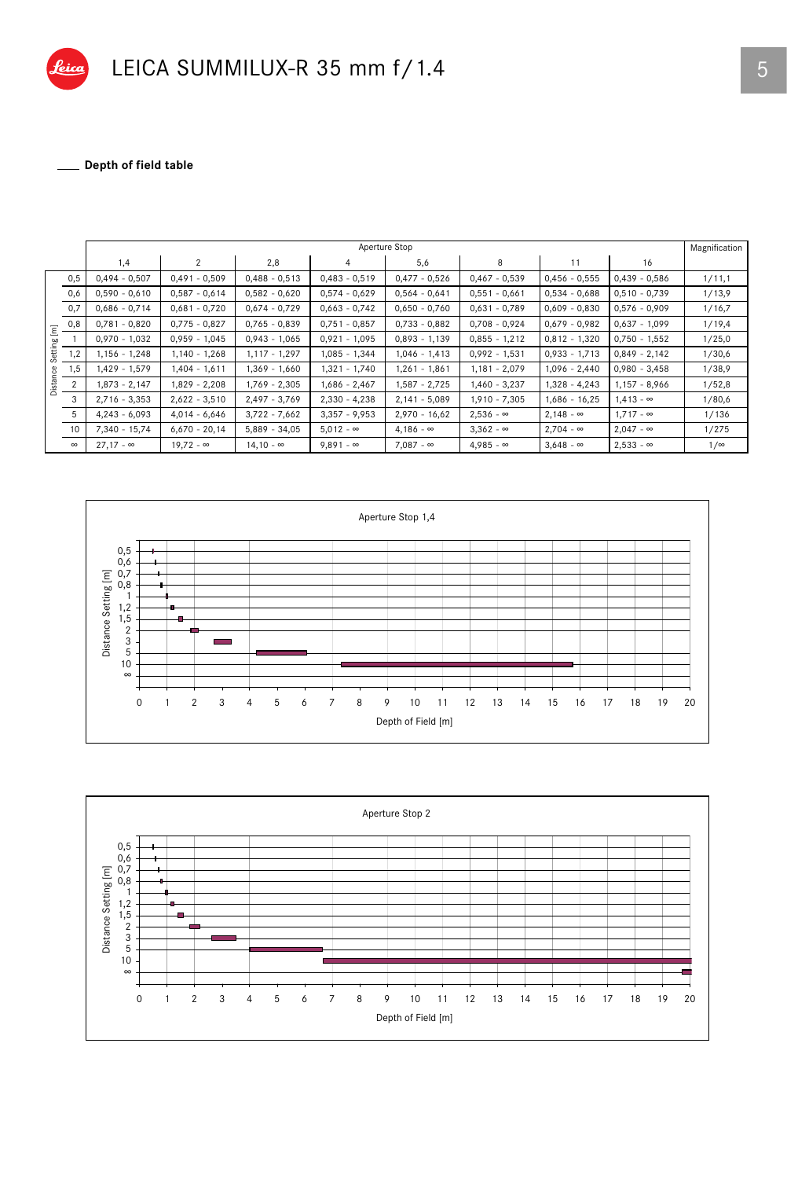# LEICA SUMMILUX-R 35 mm f/1.4

## Depth of field table

| Distance Setting [m] | Aperture Stop 1,4 | 2 | 2,8 | 4 | 5,6 | 8 | 11 | 16 | Magnification |
|---|---|---|---|---|---|---|---|---|---|
| 0,5 | 0,494 - 0,507 | 0,491 - 0,509 | 0,488 - 0,513 | 0,483 - 0,519 | 0,477 - 0,526 | 0,467 - 0,539 | 0,456 - 0,555 | 0,439 - 0,586 | 1/11,1 |
| 0,6 | 0,590 - 0,610 | 0,587 - 0,614 | 0,582 - 0,620 | 0,574 - 0,629 | 0,564 - 0,641 | 0,551 - 0,661 | 0,534 - 0,688 | 0,510 - 0,739 | 1/13,9 |
| 0,7 | 0,686 - 0,714 | 0,681 - 0,720 | 0,674 - 0,729 | 0,663 - 0,742 | 0,650 - 0,760 | 0,631 - 0,789 | 0,609 - 0,830 | 0,576 - 0,909 | 1/16,7 |
| 0,8 | 0,781 - 0,820 | 0,775 - 0,827 | 0,765 - 0,839 | 0,751 - 0,857 | 0,733 - 0,882 | 0,708 - 0,924 | 0,679 - 0,982 | 0,637 - 1,099 | 1/19,4 |
| 1 | 0,970 - 1,032 | 0,959 - 1,045 | 0,943 - 1,065 | 0,921 - 1,095 | 0,893 - 1,139 | 0,855 - 1,212 | 0,812 - 1,320 | 0,750 - 1,552 | 1/25,0 |
| 1,2 | 1,156 - 1,248 | 1,140 - 1,268 | 1,117 - 1,297 | 1,085 - 1,344 | 1,046 - 1,413 | 0,992 - 1,531 | 0,933 - 1,713 | 0,849 - 2,142 | 1/30,6 |
| 1,5 | 1,429 - 1,579 | 1,404 - 1,611 | 1,369 - 1,660 | 1,321 - 1,740 | 1,261 - 1,861 | 1,181 - 2,079 | 1,096 - 2,440 | 0,980 - 3,458 | 1/38,9 |
| 2 | 1,873 - 2,147 | 1,829 - 2,208 | 1,769 - 2,305 | 1,686 - 2,467 | 1,587 - 2,725 | 1,460 - 3,237 | 1,328 - 4,243 | 1,157 - 8,966 | 1/52,8 |
| 3 | 2,716 - 3,353 | 2,622 - 3,510 | 2,497 - 3,769 | 2,330 - 4,238 | 2,141 - 5,089 | 1,910 - 7,305 | 1,686 - 16,25 | 1,413 - ∞ | 1/80,6 |
| 5 | 4,243 - 6,093 | 4,014 - 6,646 | 3,722 - 7,662 | 3,357 - 9,953 | 2,970 - 16,62 | 2,536 - ∞ | 2,148 - ∞ | 1,717 - ∞ | 1/136 |
| 10 | 7,340 - 15,74 | 6,670 - 20,14 | 5,889 - 34,05 | 5,012 - ∞ | 4,186 - ∞ | 3,362 - ∞ | 2,704 - ∞ | 2,047 - ∞ | 1/275 |
| ∞ | 27,17 - ∞ | 19,72 - ∞ | 14,10 - ∞ | 9,891 - ∞ | 7,087 - ∞ | 4,985 - ∞ | 3,648 - ∞ | 2,533 - ∞ | 1/∞ |

Aperture Stop 1,4

Distance Setting [m] / Depth of Field [m]

Aperture Stop 2

Distance Setting [m] / Depth of Field [m]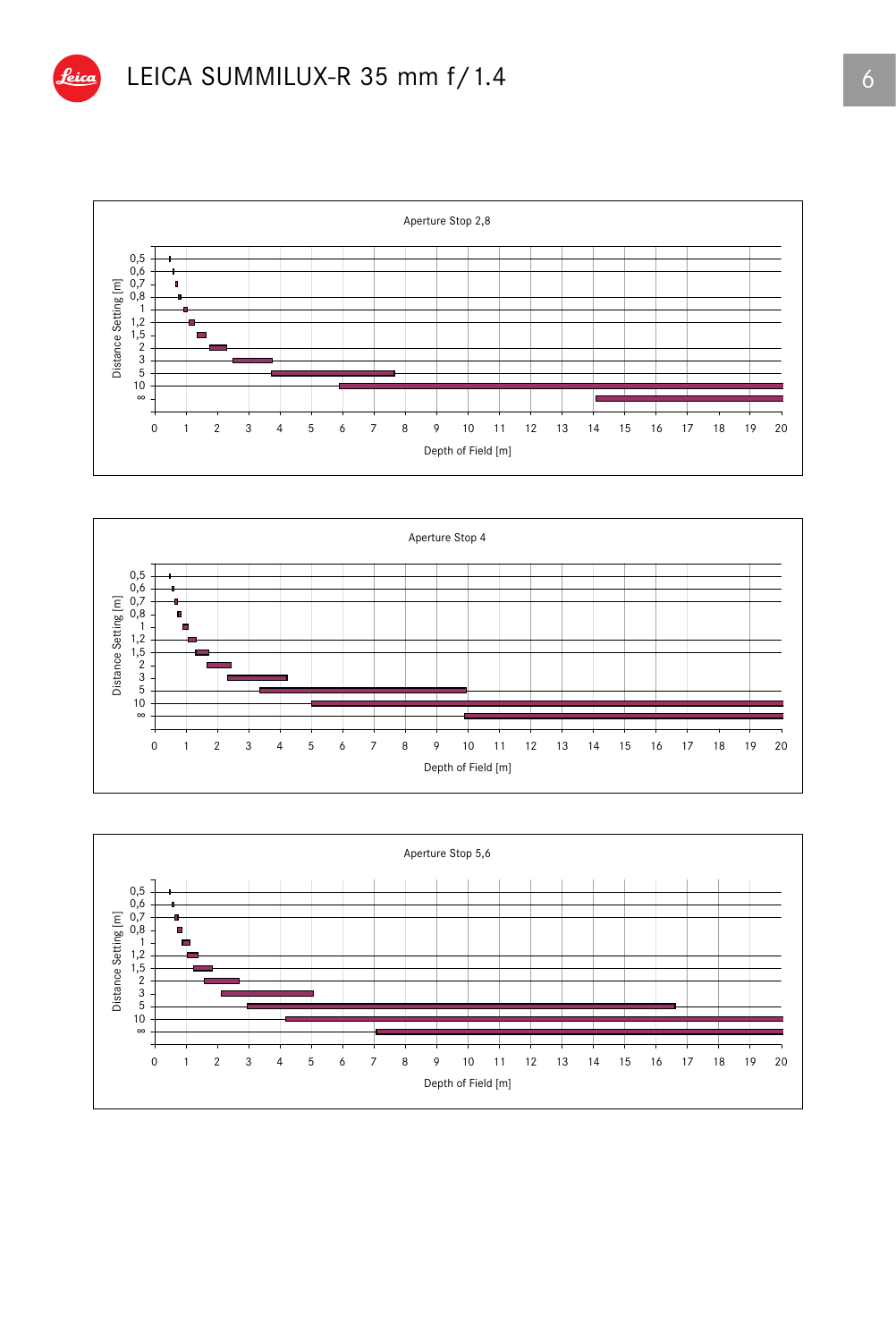# LEICA SUMMILUX-R 35 mm f/1.4

Aperture Stop 2,8

Distance Setting [m]: 0,5 · 0,6 · 0,7 · 0,8 · 1 · 1,2 · 1,5 · 2 · 3 · 5 · 10 · ∞

Depth of Field [m]: 0 · 1 · 2 · 3 · 4 · 5 · 6 · 7 · 8 · 9 · 10 · 11 · 12 · 13 · 14 · 15 · 16 · 17 · 18 · 19 · 20

Aperture Stop 4

Distance Setting [m]: 0,5 · 0,6 · 0,7 · 0,8 · 1 · 1,2 · 1,5 · 2 · 3 · 5 · 10 · ∞

Depth of Field [m]: 0 · 1 · 2 · 3 · 4 · 5 · 6 · 7 · 8 · 9 · 10 · 11 · 12 · 13 · 14 · 15 · 16 · 17 · 18 · 19 · 20

Aperture Stop 5,6

Distance Setting [m]: 0,5 · 0,6 · 0,7 · 0,8 · 1 · 1,2 · 1,5 · 2 · 3 · 5 · 10 · ∞

Depth of Field [m]: 0 · 1 · 2 · 3 · 4 · 5 · 6 · 7 · 8 · 9 · 10 · 11 · 12 · 13 · 14 · 15 · 16 · 17 · 18 · 19 · 20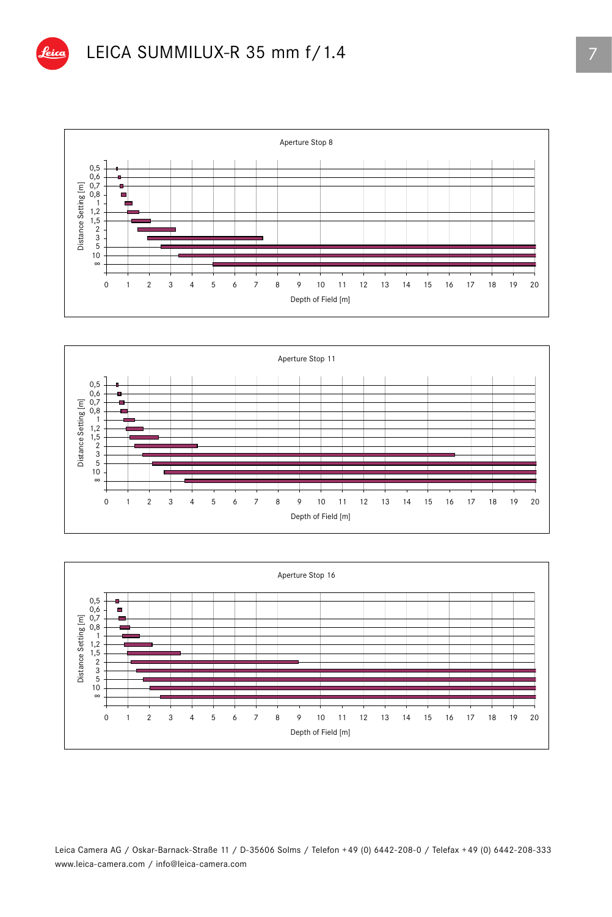# LEICA SUMMILUX-R 35 mm f / 1.4

Aperture Stop 8

Distance Setting [m]

0,5
0,6
0,7
0,8
1
1,2
1,5
2
3
5
10
∞

0 1 2 3 4 5 6 7 8 9 10 11 12 13 14 15 16 17 18 19 20

Depth of Field [m]

Aperture Stop 11

Distance Setting [m]

0,5
0,6
0,7
0,8
1
1,2
1,5
2
3
5
10
∞

0 1 2 3 4 5 6 7 8 9 10 11 12 13 14 15 16 17 18 19 20

Depth of Field [m]

Aperture Stop 16

Distance Setting [m]

0,5
0,6
0,7
0,8
1
1,2
1,5
2
3
5
10
∞

0 1 2 3 4 5 6 7 8 9 10 11 12 13 14 15 16 17 18 19 20

Depth of Field [m]

Leica Camera AG / Oskar-Barnack-Straße 11 / D-35606 Solms / Telefon +49 (0) 6442-208-0 / Telefax +49 (0) 6442-208-333
www.leica-camera.com / info@leica-camera.com